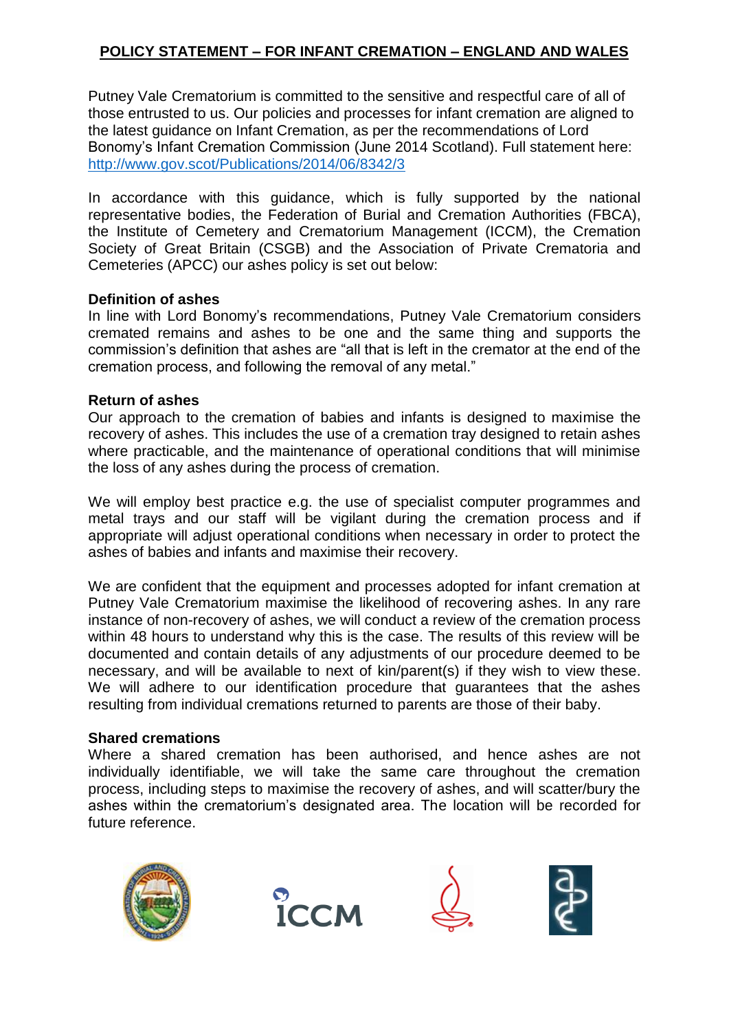**POLICY STATEMENT – FOR INFANT CREMATION – ENGLAND AND WALES**

Putney Vale Crematorium is committed to the sensitive and respectful care of all of those entrusted to us. Our policies and processes for infant cremation are aligned to the latest guidance on Infant Cremation, as per the recommendations of Lord Bonomy's Infant Cremation Commission (June 2014 Scotland). Full statement here: http://www.gov.scot/Publications/2014/06/8342/3

In accordance with this guidance, which is fully supported by the national representative bodies, the Federation of Burial and Cremation Authorities (FBCA), the Institute of Cemetery and Crematorium Management (ICCM), the Cremation Society of Great Britain (CSGB) and the Association of Private Crematoria and Cemeteries (APCC) our ashes policy is set out below:

**Definition of ashes**

In line with Lord Bonomy's recommendations, Putney Vale Crematorium considers cremated remains and ashes to be one and the same thing and supports the commission's definition that ashes are "all that is left in the cremator at the end of the cremation process, and following the removal of any metal."

**Return of ashes**

Our approach to the cremation of babies and infants is designed to maximise the recovery of ashes. This includes the use of a cremation tray designed to retain ashes where practicable, and the maintenance of operational conditions that will minimise the loss of any ashes during the process of cremation.

We will employ best practice e.g. the use of specialist computer programmes and metal trays and our staff will be vigilant during the cremation process and if appropriate will adjust operational conditions when necessary in order to protect the ashes of babies and infants and maximise their recovery.

We are confident that the equipment and processes adopted for infant cremation at Putney Vale Crematorium maximise the likelihood of recovering ashes. In any rare instance of non-recovery of ashes, we will conduct a review of the cremation process within 48 hours to understand why this is the case. The results of this review will be documented and contain details of any adjustments of our procedure deemed to be necessary, and will be available to next of kin/parent(s) if they wish to view these. We will adhere to our identification procedure that guarantees that the ashes resulting from individual cremations returned to parents are those of their baby.

**Shared cremations**

Where a shared cremation has been authorised, and hence ashes are not individually identifiable, we will take the same care throughout the cremation process, including steps to maximise the recovery of ashes, and will scatter/bury the ashes within the crematorium's designated area. The location will be recorded for future reference.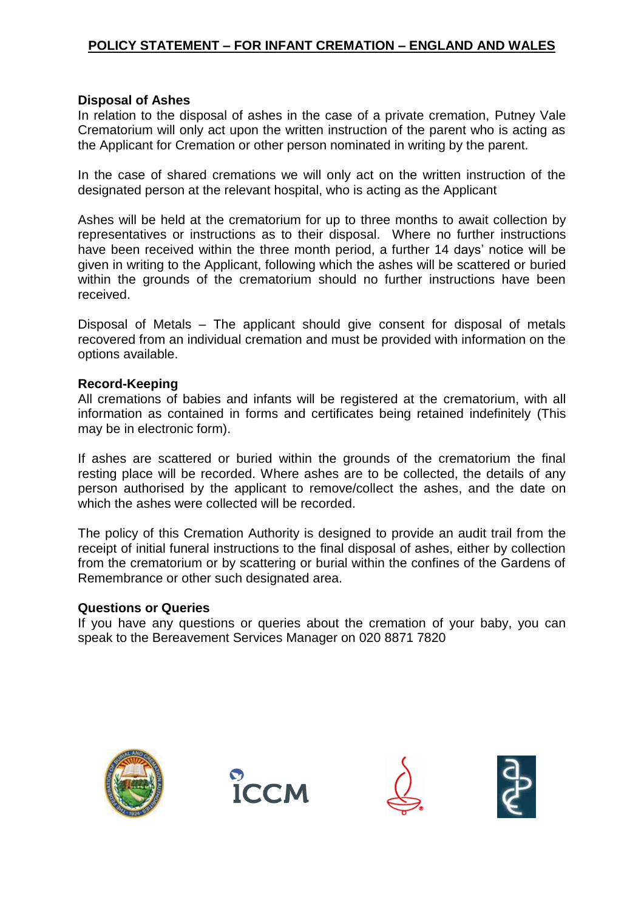## POLICY STATEMENT – FOR INFANT CREMATION – ENGLAND AND WALES

**Disposal of Ashes**

In relation to the disposal of ashes in the case of a private cremation, Putney Vale Crematorium will only act upon the written instruction of the parent who is acting as the Applicant for Cremation or other person nominated in writing by the parent.

In the case of shared cremations we will only act on the written instruction of the designated person at the relevant hospital, who is acting as the Applicant

Ashes will be held at the crematorium for up to three months to await collection by representatives or instructions as to their disposal. Where no further instructions have been received within the three month period, a further 14 days' notice will be given in writing to the Applicant, following which the ashes will be scattered or buried within the grounds of the crematorium should no further instructions have been received.

Disposal of Metals – The applicant should give consent for disposal of metals recovered from an individual cremation and must be provided with information on the options available.

**Record-Keeping**

All cremations of babies and infants will be registered at the crematorium, with all information as contained in forms and certificates being retained indefinitely (This may be in electronic form).

If ashes are scattered or buried within the grounds of the crematorium the final resting place will be recorded. Where ashes are to be collected, the details of any person authorised by the applicant to remove/collect the ashes, and the date on which the ashes were collected will be recorded.

The policy of this Cremation Authority is designed to provide an audit trail from the receipt of initial funeral instructions to the final disposal of ashes, either by collection from the crematorium or by scattering or burial within the confines of the Gardens of Remembrance or other such designated area.

**Questions or Queries**

If you have any questions or queries about the cremation of your baby, you can speak to the Bereavement Services Manager on 020 8871 7820